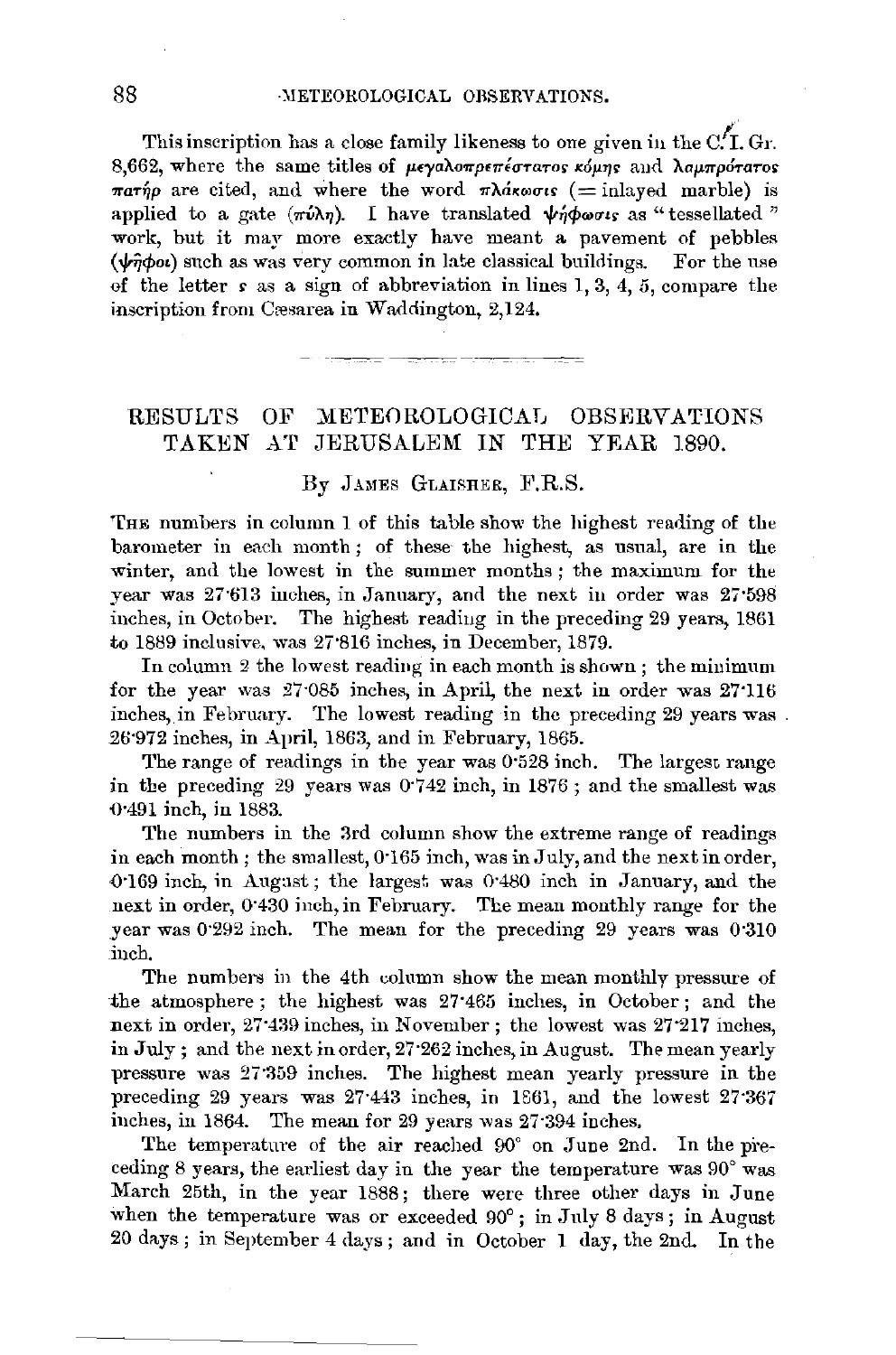This inscription has a close family likeness to one given in the C. I. Gr. 8,662, where the same titles of μεγαλοπρεπέστατος κόμης and λαμπρότατος πατὴρ are cited, and where the word πλάκωσις (= inlayed marble) is applied to a gate (πύλη). I have translated ψήφωσις as "tessellated" work, but it may more exactly have meant a pavement of pebbles (ψῆφοι) such as was very common in late classical buildings. For the use of the letter ς as a sign of abbreviation in lines 1, 3, 4, 5, compare the inscription from Cæsarea in Waddington, 2,124.

## RESULTS OF METEOROLOGICAL OBSERVATIONS TAKEN AT JERUSALEM IN THE YEAR 1890.

### By James Glaisher, F.R.S.

The numbers in column 1 of this table show the highest reading of the barometer in each month; of these the highest, as usual, are in the winter, and the lowest in the summer months; the maximum for the year was 27·613 inches, in January, and the next in order was 27·598 inches, in October. The highest reading in the preceding 29 years, 1861 to 1889 inclusive, was 27·816 inches, in December, 1879.

In column 2 the lowest reading in each month is shown; the minimum for the year was 27·085 inches, in April, the next in order was 27·116 inches, in February. The lowest reading in the preceding 29 years was 26·972 inches, in April, 1863, and in February, 1865.

The range of readings in the year was 0·528 inch. The largest range in the preceding 29 years was 0·742 inch, in 1876; and the smallest was 0·491 inch, in 1883.

The numbers in the 3rd column show the extreme range of readings in each month; the smallest, 0·165 inch, was in July, and the next in order, 0·169 inch, in August; the largest was 0·480 inch in January, and the next in order, 0·430 inch, in February. The mean monthly range for the year was 0·292 inch. The mean for the preceding 29 years was 0·310 inch.

The numbers in the 4th column show the mean monthly pressure of the atmosphere; the highest was 27·465 inches, in October; and the next in order, 27·439 inches, in November; the lowest was 27·217 inches, in July; and the next in order, 27·262 inches, in August. The mean yearly pressure was 27·359 inches. The highest mean yearly pressure in the preceding 29 years was 27·443 inches, in 1861, and the lowest 27·367 inches, in 1864. The mean for 29 years was 27·394 inches.

The temperature of the air reached 90° on June 2nd. In the preceding 8 years, the earliest day in the year the temperature was 90° was March 25th, in the year 1888; there were three other days in June when the temperature was or exceeded 90°; in July 8 days; in August 20 days; in September 4 days; and in October 1 day, the 2nd. In the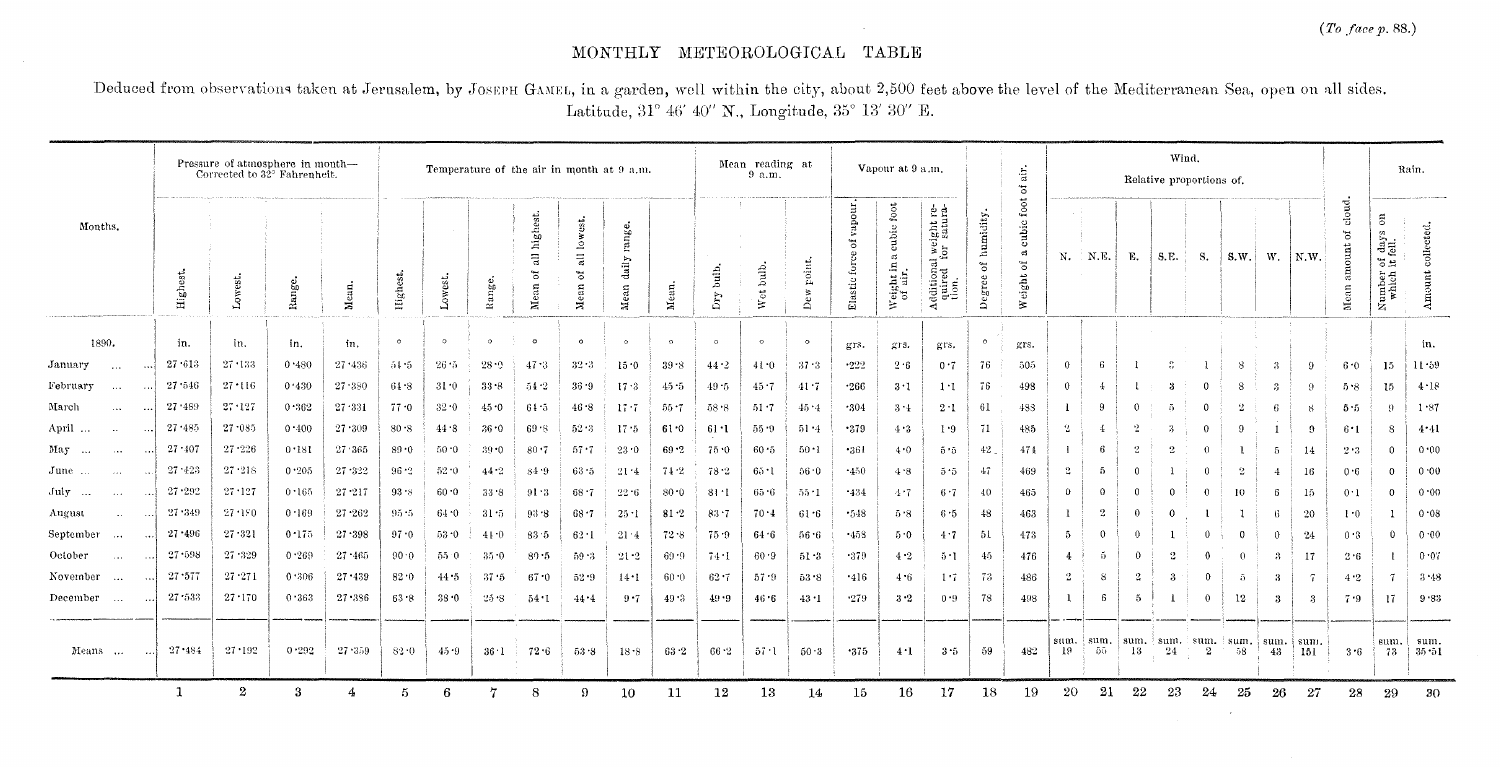(To face p. 88.)

## MONTHLY METEOROLOGICAL TABLE

Deduced from observations taken at Jerusalem, by JOSEPH GAMEL, in a garden, well within the city, about 2,500 feet above the level of the Mediterranean Sea, open on all sides.
Latitude, 31° 46′ 40″ N., Longitude, 35° 13′ 30″ E.

| Months. | Pressure of atmosphere in month—Corrected to 32° Fahrenheit. | | | | Temperature of the air in month at 9 a.m. | | | | | | | Mean reading at 9 a.m. | | | Vapour at 9 a.m. | | | | | Wind. Relative proportions of. | | | | | | | | | Rain. | |
|---|---|---|---|---|---|---|---|---|---|---|---|---|---|---|---|---|---|---|---|---|---|---|---|---|---|---|---|---|---|---|
| | Highest. | Lowest. | Range. | Mean. | Highest. | Lowest. | Range. | Mean of all highest. | Mean of all lowest. | Mean daily range. | Mean. | Dry bulb. | Wet bulb. | Dew point. | Elastic force of vapour. | Weight in a cubic foot of air. | Additional weight required for saturation. | Degree of humidity. | Weight of a cubic foot of air. | N. | N.E. | E. | S.E. | S. | S.W. | W. | N.W. | Mean amount of cloud. | Number of days on which it fell. | Amount collected. |
| 1890. | in. | in. | in. | in. | ° | ° | ° | ° | ° | ° | ° | ° | ° | ° | grs. | grs. | grs. | ° | grs. | | | | | | | | | | | in. |
| January | 27·613 | 27·133 | 0·480 | 27·436 | 54·5 | 26·5 | 28·0 | 47·3 | 32·3 | 15·0 | 39·8 | 44·2 | 41·0 | 37·3 | ·222 | 2·6 | 0·7 | 76 | 505 | 0 | 6 | 1 | 2 | 1 | 8 | 3 | 9 | 6·0 | 15 | 11·59 |
| February | 27·546 | 27·116 | 0·430 | 27·380 | 64·8 | 31·0 | 33·8 | 54·2 | 36·9 | 17·3 | 45·5 | 49·5 | 45·7 | 41·7 | ·266 | 3·1 | 1·1 | 76 | 498 | 0 | 4 | 1 | 3 | 0 | 8 | 3 | 9 | 5·8 | 15 | 4·18 |
| March | 27·489 | 27·127 | 0·362 | 27·331 | 77·0 | 32·0 | 45·0 | 64·5 | 46·8 | 17·7 | 55·7 | 58·8 | 51·7 | 45·4 | ·304 | 3·4 | 2·1 | 61 | 488 | 1 | 9 | 0 | 5 | 0 | 2 | 6 | 8 | 5·5 | 9 | 1·87 |
| April | 27·485 | 27·085 | 0·400 | 27·309 | 80·8 | 44·8 | 36·0 | 69·8 | 52·3 | 17·5 | 61·0 | 61·1 | 55·9 | 51·4 | ·379 | 4·3 | 1·9 | 71 | 485 | 2 | 4 | 2 | 3 | 0 | 9 | 1 | 9 | 6·1 | 8 | 4·41 |
| May | 27·407 | 27·226 | 0·181 | 27·365 | 89·0 | 50·0 | 39·0 | 80·7 | 57·7 | 23·0 | 69·2 | 75·0 | 60·5 | 50·1 | ·361 | 4·0 | 5·5 | 42 | 474 | 1 | 6 | 2 | 2 | 0 | 1 | 5 | 14 | 2·3 | 0 | 0·00 |
| June | 27·423 | 27·218 | 0·205 | 27·322 | 96·2 | 52·0 | 44·2 | 84·9 | 63·5 | 21·4 | 74·2 | 78·2 | 65·1 | 56·0 | ·450 | 4·8 | 5·5 | 47 | 469 | 2 | 5 | 0 | 1 | 0 | 2 | 4 | 16 | 0·6 | 0 | 0·00 |
| July | 27·292 | 27·127 | 0·165 | 27·217 | 93·8 | 60·0 | 33·8 | 91·3 | 68·7 | 22·6 | 80·0 | 81·1 | 65·6 | 55·1 | ·434 | 4·7 | 6·7 | 40 | 465 | 0 | 0 | 0 | 0 | 0 | 10 | 6 | 15 | 0·1 | 0 | 0·00 |
| August | 27·349 | 27·180 | 0·169 | 27·262 | 95·5 | 64·0 | 31·5 | 93·8 | 68·7 | 25·1 | 81·2 | 83·7 | 70·4 | 61·6 | ·548 | 5·8 | 6·5 | 48 | 463 | 1 | 2 | 0 | 0 | 1 | 1 | 6 | 20 | 1·0 | 1 | 0·08 |
| September | 27·496 | 27·321 | 0·175 | 27·398 | 97·0 | 53·0 | 44·0 | 83·5 | 62·1 | 21·4 | 72·8 | 75·0 | 64·6 | 56·6 | ·458 | 5·0 | 4·7 | 51 | 473 | 5 | 0 | 0 | 1 | 0 | 0 | 0 | 24 | 0·3 | 0 | 0·00 |
| October | 27·598 | 27·329 | 0·269 | 27·465 | 90·0 | 55·0 | 35·0 | 80·5 | 59·3 | 21·2 | 69·9 | 74·1 | 60·9 | 51·3 | ·379 | 4·2 | 5·1 | 45 | 476 | 4 | 5 | 0 | 2 | 0 | 0 | 3 | 17 | 2·6 | 1 | 0·07 |
| November | 27·577 | 27·271 | 0·306 | 27·439 | 82·0 | 44·5 | 37·5 | 67·0 | 52·9 | 14·1 | 60·0 | 62·7 | 57·9 | 53·8 | ·416 | 4·6 | 1·7 | 73 | 486 | 2 | 8 | 2 | 3 | 0 | 5 | 3 | 7 | 4·2 | 7 | 3·48 |
| December | 27·533 | 27·170 | 0·363 | 27·386 | 63·8 | 38·0 | 25·8 | 54·1 | 44·4 | 9·7 | 49·3 | 49·9 | 46·6 | 43·1 | ·279 | 3·2 | 0·9 | 78 | 498 | 1 | 6 | 5 | 1 | 0 | 12 | 3 | 3 | 7·9 | 17 | 9·83 |
| Means | 27·484 | 27·192 | 0·292 | 27·359 | 82·0 | 45·9 | 36·1 | 72·6 | 53·8 | 18·8 | 63·2 | 66·2 | 57·1 | 50·3 | ·375 | 4·1 | 3·5 | 59 | 482 | sum. 19 | sum. 55 | sum. 13 | sum. 24 | sum. 2 | sum. 58 | sum. 43 | sum. 151 | 3·6 | sum. 73 | sum. 35·51 |
| | 1 | 2 | 3 | 4 | 5 | 6 | 7 | 8 | 9 | 10 | 11 | 12 | 13 | 14 | 15 | 16 | 17 | 18 | 19 | 20 | 21 | 22 | 23 | 24 | 25 | 26 | 27 | 28 | 29 | 30 |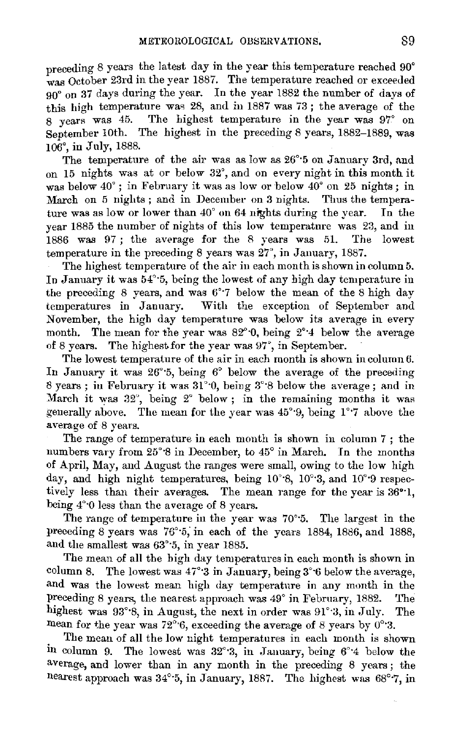preceding 8 years the latest day in the year this temperature reached 90° was October 23rd in the year 1887. The temperature reached or exceeded 90° on 37 days during the year. In the year 1882 the number of days of this high temperature was 28, and in 1887 was 73; the average of the 8 years was 45. The highest temperature in the year was 97° on September 10th. The highest in the preceding 8 years, 1882–1889, was 106°, in July, 1888.

The temperature of the air was as low as 26°·5 on January 3rd, and on 15 nights was at or below 32°, and on every night in this month it was below 40°; in February it was as low or below 40° on 25 nights; in March on 5 nights; and in December on 3 nights. Thus the temperature was as low or lower than 40° on 64 nights during the year. In the year 1885 the number of nights of this low temperature was 23, and in 1886 was 97; the average for the 8 years was 51. The lowest temperature in the preceding 8 years was 27°, in January, 1887.

The highest temperature of the air in each month is shown in column 5. In January it was 54°·5, being the lowest of any high day temperature in the preceding 8 years, and was 6°·7 below the mean of the 8 high day temperatures in January. With the exception of September and November, the high day temperature was below its average in every month. The mean for the year was 82°·0, being 2°·4 below the average of 8 years. The highest for the year was 97°, in September.

The lowest temperature of the air in each month is shown in column 6. In January it was 26°·5, being 6° below the average of the preceding 8 years; in February it was 31°·0, being 3°·8 below the average; and in March it was 32°, being 2° below; in the remaining months it was generally above. The mean for the year was 45°·9, being 1°·7 above the average of 8 years.

The range of temperature in each month is shown in column 7; the numbers vary from 25°·8 in December, to 45° in March. In the months of April, May, and August the ranges were small, owing to the low high day, and high night temperatures, being 10°·8, 10°·3, and 10°·9 respectively less than their averages. The mean range for the year is 36°·1, being 4°·0 less than the average of 8 years.

The range of temperature in the year was 70°·5. The largest in the preceding 8 years was 76°·5, in each of the years 1884, 1886, and 1888, and the smallest was 63°·5, in year 1885.

The mean of all the high day temperatures in each month is shown in column 8. The lowest was 47°·3 in January, being 3°·6 below the average, and was the lowest mean high day temperature in any month in the preceding 8 years, the nearest approach was 49° in February, 1882. The highest was 93°·8, in August, the next in order was 91°·3, in July. The mean for the year was 72°·6, exceeding the average of 8 years by 0°·3.

The mean of all the low night temperatures in each month is shown in column 9. The lowest was 32°·3, in January, being 6°·4 below the average, and lower than in any month in the preceding 8 years; the nearest approach was 34°·5, in January, 1887. The highest was 68°·7, in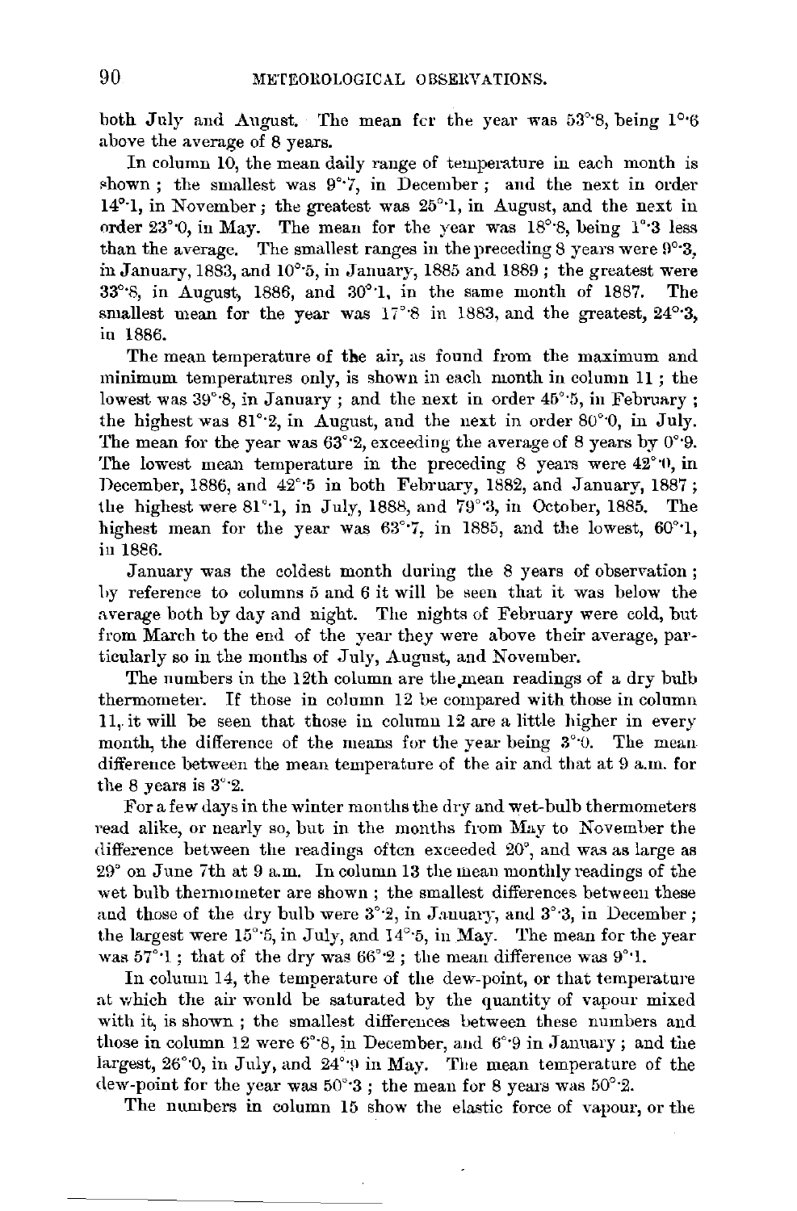both July and August. The mean for the year was 53°·8, being 1°·6 above the average of 8 years.

In column 10, the mean daily range of temperature in each month is shown; the smallest was 9°·7, in December; and the next in order 14°·1, in November; the greatest was 25°·1, in August, and the next in order 23°·0, in May. The mean for the year was 18°·8, being 1°·3 less than the average. The smallest ranges in the preceding 8 years were 9°·3, in January, 1883, and 10°·5, in January, 1885 and 1889; the greatest were 33°·8, in August, 1886, and 30°·1, in the same month of 1887. The smallest mean for the year was 17°·8 in 1883, and the greatest, 24°·3, in 1886.

The mean temperature of the air, as found from the maximum and minimum temperatures only, is shown in each month in column 11; the lowest was 39°·8, in January; and the next in order 45°·5, in February; the highest was 81°·2, in August, and the next in order 80°·0, in July. The mean for the year was 63°·2, exceeding the average of 8 years by 0°·9. The lowest mean temperature in the preceding 8 years were 42°·0, in December, 1886, and 42°·5 in both February, 1882, and January, 1887; the highest were 81°·1, in July, 1888, and 79°·3, in October, 1885. The highest mean for the year was 63°·7, in 1885, and the lowest, 60°·1, in 1886.

January was the coldest month during the 8 years of observation; by reference to columns 5 and 6 it will be seen that it was below the average both by day and night. The nights of February were cold, but from March to the end of the year they were above their average, particularly so in the months of July, August, and November.

The numbers in the 12th column are the mean readings of a dry bulb thermometer. If those in column 12 be compared with those in column 11, it will be seen that those in column 12 are a little higher in every month, the difference of the means for the year being 3°·0. The mean difference between the mean temperature of the air and that at 9 a.m. for the 8 years is 3°·2.

For a few days in the winter months the dry and wet-bulb thermometers read alike, or nearly so, but in the months from May to November the difference between the readings often exceeded 20°, and was as large as 29° on June 7th at 9 a.m. In column 13 the mean monthly readings of the wet bulb thermometer are shown; the smallest differences between these and those of the dry bulb were 3°·2, in January, and 3°·3, in December; the largest were 15°·5, in July, and 14°·5, in May. The mean for the year was 57°·1; that of the dry was 66°·2; the mean difference was 9°·1.

In column 14, the temperature of the dew-point, or that temperature at which the air would be saturated by the quantity of vapour mixed with it, is shown; the smallest differences between these numbers and those in column 12 were 6°·8, in December, and 6°·9 in January; and the largest, 26°·0, in July, and 24°·9 in May. The mean temperature of the dew-point for the year was 50°·3; the mean for 8 years was 50°·2.

The numbers in column 15 show the elastic force of vapour, or the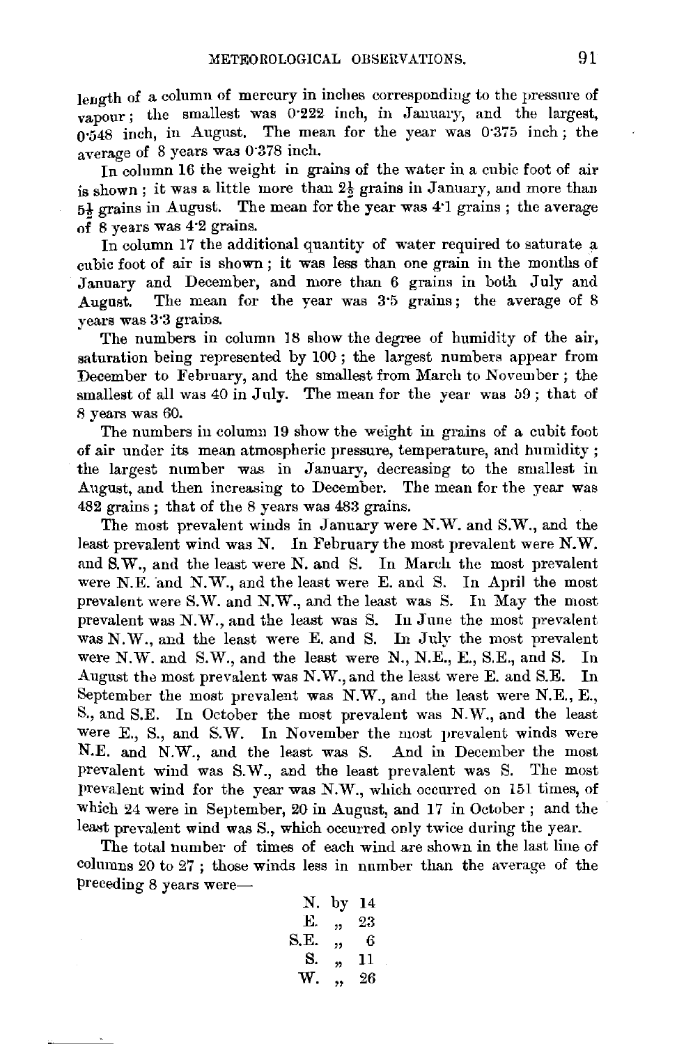length of a column of mercury in inches corresponding to the pressure of vapour; the smallest was 0·222 inch, in January, and the largest, 0·548 inch, in August. The mean for the year was 0·375 inch; the average of 8 years was 0·378 inch.

In column 16 the weight in grains of the water in a cubic foot of air is shown; it was a little more than $2\frac{1}{2}$ grains in January, and more than $5\frac{1}{2}$ grains in August. The mean for the year was 4·1 grains; the average of 8 years was 4·2 grains.

In column 17 the additional quantity of water required to saturate a cubic foot of air is shown; it was less than one grain in the months of January and December, and more than 6 grains in both July and August. The mean for the year was 3·5 grains; the average of 8 years was 3·3 grains.

The numbers in column 18 show the degree of humidity of the air, saturation being represented by 100; the largest numbers appear from December to February, and the smallest from March to November; the smallest of all was 40 in July. The mean for the year was 59; that of 8 years was 60.

The numbers in column 19 show the weight in grains of a cubit foot of air under its mean atmospheric pressure, temperature, and humidity; the largest number was in January, decreasing to the smallest in August, and then increasing to December. The mean for the year was 482 grains; that of the 8 years was 483 grains.

The most prevalent winds in January were N.W. and S.W., and the least prevalent wind was N. In February the most prevalent were N.W. and S.W., and the least were N. and S. In March the most prevalent were N.E. and N.W., and the least were E. and S. In April the most prevalent were S.W. and N.W., and the least was S. In May the most prevalent was N.W., and the least was S. In June the most prevalent was N.W., and the least were E. and S. In July the most prevalent were N.W. and S.W., and the least were N., N.E., E., S.E., and S. In August the most prevalent was N.W., and the least were E. and S.E. In September the most prevalent was N.W., and the least were N.E., E., S., and S.E. In October the most prevalent was N.W., and the least were E., S., and S.W. In November the most prevalent winds were N.E. and N.W., and the least was S. And in December the most prevalent wind was S.W., and the least prevalent was S. The most prevalent wind for the year was N.W., which occurred on 151 times, of which 24 were in September, 20 in August, and 17 in October; and the least prevalent wind was S., which occurred only twice during the year.

The total number of times of each wind are shown in the last line of columns 20 to 27; those winds less in number than the average of the preceding 8 years were—

| | | |
|---|---|---|
| N. | by | 14 |
| E. | „ | 23 |
| S.E. | „ | 6 |
| S. | „ | 11 |
| W. | „ | 26 |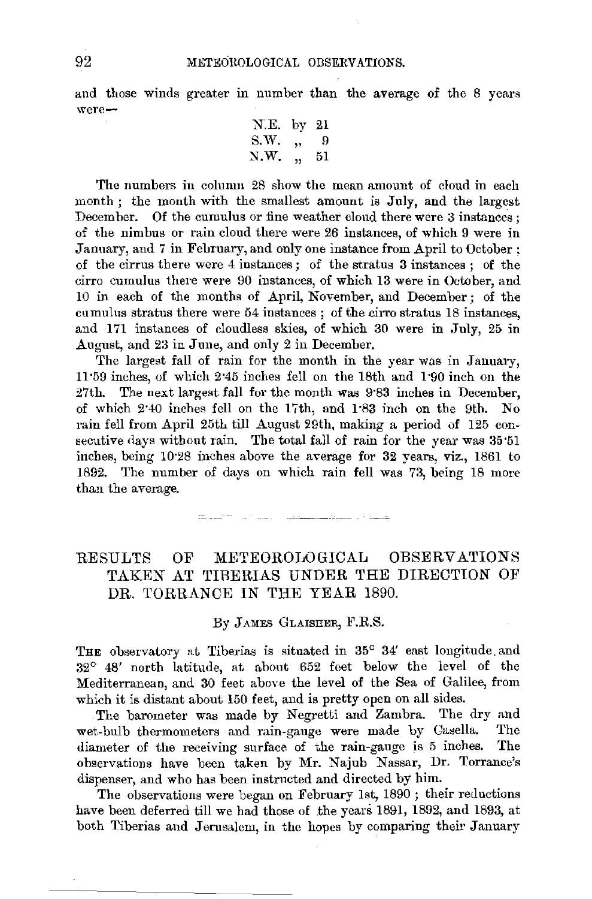and those winds greater in number than the average of the 8 years were—

N.E. by 21
S.W. „ 9
N.W. „ 51

The numbers in column 28 show the mean amount of cloud in each month; the month with the smallest amount is July, and the largest December. Of the cumulus or fine weather cloud there were 3 instances; of the nimbus or rain cloud there were 26 instances, of which 9 were in January, and 7 in February, and only one instance from April to October; of the cirrus there were 4 instances; of the stratus 3 instances; of the cirro cumulus there were 90 instances, of which 13 were in October, and 10 in each of the months of April, November, and December; of the cumulus stratus there were 54 instances; of the cirro stratus 18 instances, and 171 instances of cloudless skies, of which 30 were in July, 25 in August, and 23 in June, and only 2 in December.

The largest fall of rain for the month in the year was in January, 11·59 inches, of which 2·45 inches fell on the 18th and 1·90 inch on the 27th. The next largest fall for the month was 9·83 inches in December, of which 2·40 inches fell on the 17th, and 1·83 inch on the 9th. No rain fell from April 25th till August 29th, making a period of 125 consecutive days without rain. The total fall of rain for the year was 35·51 inches, being 10·28 inches above the average for 32 years, viz., 1861 to 1892. The number of days on which rain fell was 73, being 18 more than the average.

---

## RESULTS OF METEOROLOGICAL OBSERVATIONS TAKEN AT TIBERIAS UNDER THE DIRECTION OF DR. TORRANCE IN THE YEAR 1890.

By James Glaisher, F.R.S.

The observatory at Tiberias is situated in 35° 34′ east longitude and 32° 48′ north latitude, at about 652 feet below the level of the Mediterranean, and 30 feet above the level of the Sea of Galilee, from which it is distant about 150 feet, and is pretty open on all sides.

The barometer was made by Negretti and Zambra. The dry and wet-bulb thermometers and rain-gauge were made by Casella. The diameter of the receiving surface of the rain-gauge is 5 inches. The observations have been taken by Mr. Najub Nassar, Dr. Torrance's dispenser, and who has been instructed and directed by him.

The observations were began on February 1st, 1890; their reductions have been deferred till we had those of the years 1891, 1892, and 1893, at both Tiberias and Jerusalem, in the hopes by comparing their January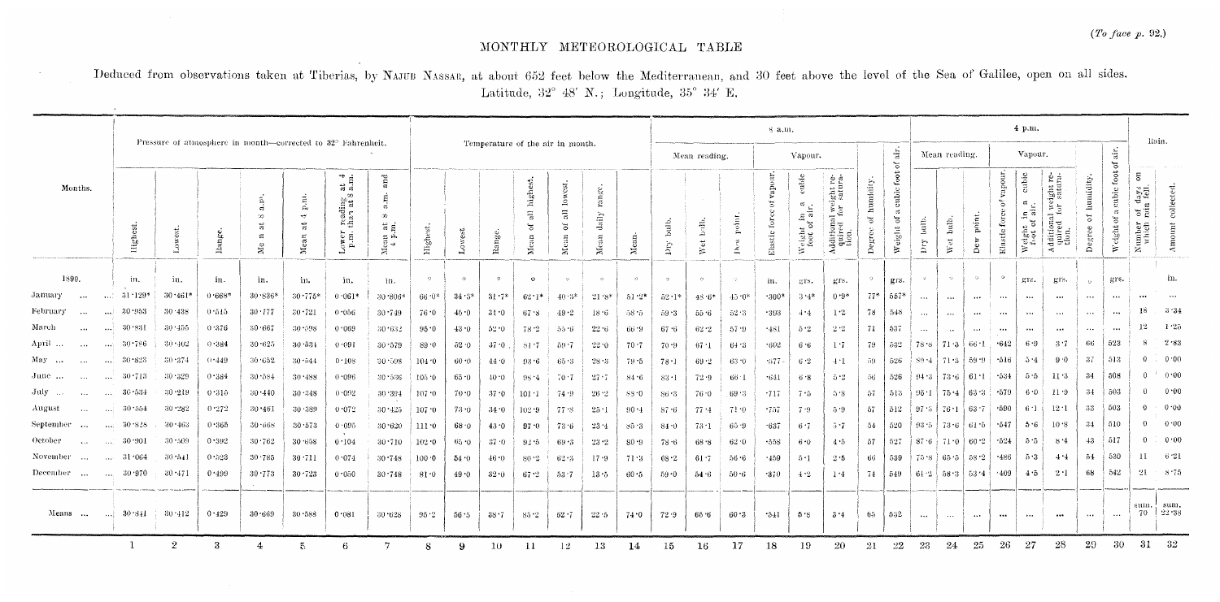(To face p. 92.)

# MONTHLY METEOROLOGICAL TABLE

Deduced from observations taken at Tiberias, by NAJIB NASSAR, at about 652 feet below the Mediterranean, and 30 feet above the level of the Sea of Galilee, open on all sides.
Latitude, 32° 48′ N.; Longitude, 35° 34′ E.

| Months. | Pressure of atmosphere in month—corrected to 32° Fahrenheit. | | | | | | | Temperature of the air in month. | | | | | | | 8 a.m. | | | | | | | | 4 p.m. | | | | | | | | Rain. | |
|---|---|---|---|---|---|---|---|---|---|---|---|---|---|---|---|---|---|---|---|---|---|---|---|---|---|---|---|---|---|---|---|---|
| | | | | | | | | | | | | | | | Mean reading. | | | Vapour. | | | | | Mean reading. | | | Vapour. | | | | | | |
| | Highest. | Lowest. | Range. | Mean at 8 a.m. | Mean at 4 p.m. | Lower reading at 4 p.m. than at 8 a.m. | Mean at 8 a.m. and 4 p.m. | Highest. | Lowest. | Range. | Mean of all highest. | Mean of all lowest. | Mean daily range. | Mean. | Dry bulb. | Wet bulb. | Dew point. | Elastic force of vapour. | Weight in a cubic foot of air. | Additional weight required for saturation. | Degree of humidity. | Weight of a cubic foot of air. | Dry bulb. | Wet bulb. | Dew point. | Elastic force of vapour. | Weight in a cubic foot of air. | Additional weight required for saturation. | Degree of humidity. | Weight of a cubic foot of air. | Number of days on which rain fell. | Amount collected. |
| 1890. | in. | in. | in. | in. | in. | in. | in. | ° | ° | ° | ° | ° | ° | ° | ° | ° | ° | in. | grs. | grs. | ° | grs. | ° | ° | ° | ° | grs. | grs. | ° | grs. | | in. |
| January ... | 31·129* | 30·461* | 0·668* | 30·836* | 30·775* | 0·061* | 30·806* | 66·0* | 34·3* | 31·7* | 62·1* | 40·3* | 21·8* | 51·2* | 52·1* | 48·6* | 45·0* | ·300* | 3·4* | 0·9* | 77* | 557* | ... | ... | ... | ... | ... | ... | ... | ... | ... | ... |
| February ... | 30·953 | 30·438 | 0·515 | 30·777 | 30·721 | 0·056 | 30·749 | 76·0 | 45·0 | 31·0 | 67·8 | 49·2 | 18·6 | 58·5 | 59·3 | 55·6 | 52·3 | ·393 | 4·4 | 1·2 | 78 | 548 | ... | ... | ... | ... | ... | ... | ... | ... | 18 | 3·34 |
| March ... | 30·831 | 30·455 | 0·376 | 30·667 | 30·598 | 0·069 | 30·632 | 95·0 | 43·0 | 52·0 | 78·2 | 55·6 | 22·6 | 66·9 | 67·6 | 62·2 | 57·9 | ·481 | 5·2 | 2·2 | 71 | 537 | ... | .. | ... | ... | ... | ... | ... | ... | 12 | 1·25 |
| April ... | 30·786 | 30·402 | 0·384 | 30·625 | 30·534 | 0·091 | 30·579 | 89·0 | 52·0 | 37·0 | 81·7 | 59·7 | 22·0 | 70·7 | 70·9 | 67·1 | 64·3 | ·602 | 6·6 | 1·7 | 79 | 532 | 78·8 | 71·3 | 66·1 | ·642 | 6·9 | 3·7 | 66 | 523 | 8 | 2·83 |
| May ... | 30·823 | 30·374 | 0·449 | 30·652 | 30·544 | 0·108 | 30·598 | 104·0 | 60·0 | 44·0 | 93·6 | 65·3 | 28·3 | 79·5 | 78·1 | 69·2 | 63·0 | ·577 | 6·2 | 4·1 | 59 | 526 | 89·4 | 71·3 | 59·9 | ·516 | 5·4 | 9·0 | 37 | 513 | 0 | 0·00 |
| June ... | 30·713 | 30·329 | 0·384 | 30·584 | 30·488 | 0·096 | 30·536 | 105·0 | 65·0 | 40·0 | 98·4 | 70·7 | 27·7 | 84·6 | 83·1 | 72·9 | 66·1 | ·641 | 6·8 | 5·2 | 56 | 526 | 94·3 | 73·6 | 61·1 | ·534 | 5·5 | 11·3 | 34 | 508 | 0 | 0·00 |
| July ... | 30·534 | 30·219 | 0·315 | 30·440 | 30·348 | 0·092 | 30·394 | 107·0 | 70·0 | 37·0 | 101·1 | 74·9 | 26·2 | 88·0 | 86·3 | 76·0 | 69·3 | ·717 | 7·5 | 5·8 | 57 | 539 | 95·1 | 75·4 | 63·3 | ·579 | 6·0 | 11·9 | 34 | 503 | 0 | 0·00 |
| August ... | 30·554 | 30·282 | 0·272 | 30·461 | 30·389 | 0·072 | 30·425 | 107·0 | 73·0 | 34·0 | 102·9 | 77·8 | 25·1 | 90·4 | 87·6 | 77·4 | 71·0 | ·757 | 7·9 | 5·9 | 57 | 512 | 97·5 | 76·1 | 63·7 | ·590 | 6·1 | 12·1 | 33 | 503 | 0 | 0·00 |
| September ... | 30·828 | 30·463 | 0·365 | 30·668 | 30·573 | 0·095 | 30·620 | 111·0 | 68·0 | 43·0 | 97·0 | 73·6 | 23·4 | 85·3 | 84·0 | 73·1 | 65·9 | ·637 | 6·7 | 5·7 | 54 | 520 | 93·5 | 73·6 | 61·5 | ·547 | 5·6 | 10·8 | 34 | 510 | 0 | 0·00 |
| October ... | 30·901 | 30·509 | 0·392 | 30·762 | 30·658 | 0·104 | 30·710 | 102·0 | 65·0 | 37·0 | 92·5 | 69·3 | 23·2 | 80·9 | 78·6 | 68·8 | 62·0 | ·558 | 6·0 | 4·5 | 57 | 527 | 87·6 | 71·0 | 60·2 | ·524 | 5·5 | 8·4 | 43 | 517 | 0 | 0·00 |
| November ... | 31·064 | 30·541 | 0·523 | 30·785 | 30·711 | 0·074 | 30·748 | 100·0 | 54·0 | 46·0 | 80·2 | 62·3 | 17·9 | 71·3 | 68·2 | 61·7 | 56·6 | ·459 | 5·1 | 2·5 | 66 | 539 | 75·8 | 65·5 | 58·2 | ·486 | 5·3 | 4·4 | 54 | 530 | 11 | 6·21 |
| December ... | 30·970 | 30·471 | 0·499 | 30·773 | 30·723 | 0·050 | 30·748 | 81·0 | 49·0 | 32·0 | 67·2 | 53·7 | 13·5 | 60·5 | 59·0 | 54·6 | 50·6 | ·370 | 4·2 | 1·4 | 74 | 549 | 61·2 | 58·3 | 53·4 | ·409 | 4·5 | 2·1 | 68 | 542 | 21 | 8·75 |
| Means ... | 30·841 | 30·412 | 0·429 | 30·669 | 30·588 | 0·081 | 30·628 | 95·2 | 56·5 | 38·7 | 85·2 | 62·7 | 22·5 | 74·0 | 72·9 | 66·6 | 60·3 | ·541 | 5·8 | 3·4 | 65 | 532 | ... | ... | ... | ... | ... | ... | ... | ... | sum, 70 | sum, 22·38 |
| | 1 | 2 | 3 | 4 | 5 | 6 | 7 | 8 | 9 | 10 | 11 | 12 | 13 | 14 | 15 | 16 | 17 | 18 | 19 | 20 | 21 | 22 | 23 | 24 | 25 | 26 | 27 | 28 | 29 | 30 | 31 | 32 |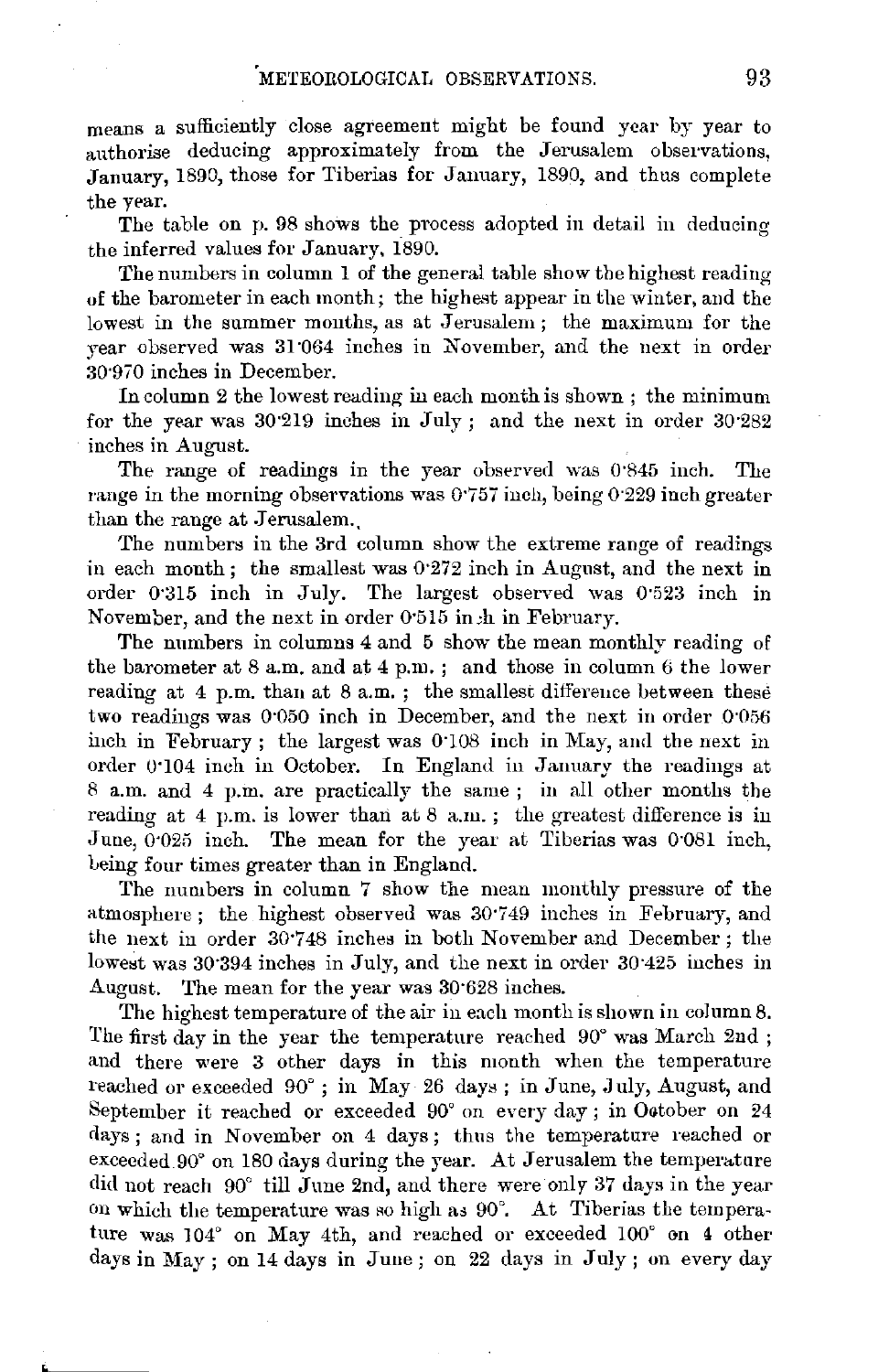means a sufficiently close agreement might be found year by year to authorise deducing approximately from the Jerusalem observations, January, 1890, those for Tiberias for January, 1890, and thus complete the year.

The table on p. 98 shows the process adopted in detail in deducing the inferred values for January, 1890.

The numbers in column 1 of the general table show the highest reading of the barometer in each month; the highest appear in the winter, and the lowest in the summer months, as at Jerusalem; the maximum for the year observed was 31·064 inches in November, and the next in order 30·970 inches in December.

In column 2 the lowest reading in each month is shown; the minimum for the year was 30·219 inches in July; and the next in order 30·282 inches in August.

The range of readings in the year observed was 0·845 inch. The range in the morning observations was 0·757 inch, being 0·229 inch greater than the range at Jerusalem.

The numbers in the 3rd column show the extreme range of readings in each month; the smallest was 0·272 inch in August, and the next in order 0·315 inch in July. The largest observed was 0·523 inch in November, and the next in order 0·515 inch in February.

The numbers in columns 4 and 5 show the mean monthly reading of the barometer at 8 a.m. and at 4 p.m.; and those in column 6 the lower reading at 4 p.m. than at 8 a.m.; the smallest difference between these two readings was 0·050 inch in December, and the next in order 0·056 inch in February; the largest was 0·108 inch in May, and the next in order 0·104 inch in October. In England in January the readings at 8 a.m. and 4 p.m. are practically the same; in all other months the reading at 4 p.m. is lower than at 8 a.m.; the greatest difference is in June, 0·025 inch. The mean for the year at Tiberias was 0·081 inch, being four times greater than in England.

The numbers in column 7 show the mean monthly pressure of the atmosphere; the highest observed was 30·749 inches in February, and the next in order 30·748 inches in both November and December; the lowest was 30·394 inches in July, and the next in order 30·425 inches in August. The mean for the year was 30·628 inches.

The highest temperature of the air in each month is shown in column 8. The first day in the year the temperature reached 90° was March 2nd; and there were 3 other days in this month when the temperature reached or exceeded 90°; in May 26 days; in June, July, August, and September it reached or exceeded 90° on every day; in October on 24 days; and in November on 4 days; thus the temperature reached or exceeded 90° on 180 days during the year. At Jerusalem the temperature did not reach 90° till June 2nd, and there were only 37 days in the year on which the temperature was so high as 90°. At Tiberias the temperature was 104° on May 4th, and reached or exceeded 100° on 4 other days in May; on 14 days in June; on 22 days in July; on every day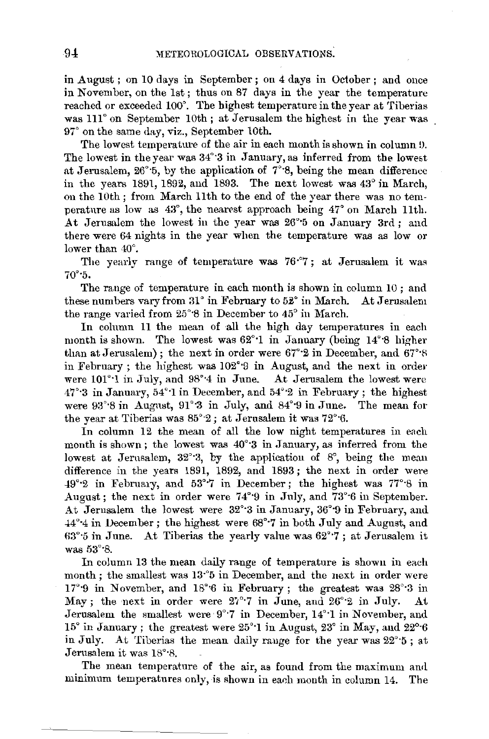in August; on 10 days in September; on 4 days in October; and once in November, on the 1st; thus on 87 days in the year the temperature reached or exceeded 100°. The highest temperature in the year at Tiberias was 111° on September 10th; at Jerusalem the highest in the year was 97° on the same day, viz., September 10th.

The lowest temperature of the air in each month is shown in column 9. The lowest in the year was 34°·3 in January, as inferred from the lowest at Jerusalem, 26°·5, by the application of 7°·8, being the mean difference in the years 1891, 1892, and 1893. The next lowest was 43° in March, on the 10th; from March 11th to the end of the year there was no temperature as low as 43°, the nearest approach being 47° on March 11th. At Jerusalem the lowest in the year was 26°·5 on January 3rd; and there were 64 nights in the year when the temperature was as low or lower than 40°.

The yearly range of temperature was 76°·7; at Jerusalem it was 70°·5.

The range of temperature in each month is shown in column 10; and these numbers vary from 31° in February to 52° in March. At Jerusalem the range varied from 25°·8 in December to 45° in March.

In column 11 the mean of all the high day temperatures in each month is shown. The lowest was 62°·1 in January (being 14°·8 higher than at Jerusalem); the next in order were 67°·2 in December, and 67°·8 in February; the highest was 102°·9 in August, and the next in order were 101°·1 in July, and 98°·4 in June. At Jerusalem the lowest were 47°·3 in January, 54°·1 in December, and 54°·2 in February; the highest were 93°·8 in August, 91°·3 in July, and 84°·9 in June. The mean for the year at Tiberias was 85°·2; at Jerusalem it was 72°·6.

In column 12 the mean of all the low night temperatures in each month is shown; the lowest was 40°·3 in January, as inferred from the lowest at Jerusalem, 32°·3, by the application of 8°, being the mean difference in the years 1891, 1892, and 1893; the next in order were 49°·2 in February, and 53°·7 in December; the highest was 77°·8 in August; the next in order were 74°·9 in July, and 73°·6 in September. At Jerusalem the lowest were 32°·3 in January, 36°·9 in February, and 44°·4 in December; the highest were 68°·7 in both July and August, and 63°·5 in June. At Tiberias the yearly value was 62°·7; at Jerusalem it was 53°·8.

In column 13 the mean daily range of temperature is shown in each month; the smallest was 13°·5 in December, and the next in order were 17°·9 in November, and 18°·6 in February; the greatest was 28°·3 in May; the next in order were 27°·7 in June, and 26°·2 in July. At Jerusalem the smallest were 9°·7 in December, 14°·1 in November, and 15° in January; the greatest were 25°·1 in August, 23° in May, and 22°·6 in July. At Tiberias the mean daily range for the year was 22°·5; at Jerusalem it was 18°·8.

The mean temperature of the air, as found from the maximum and minimum temperatures only, is shown in each month in column 14. The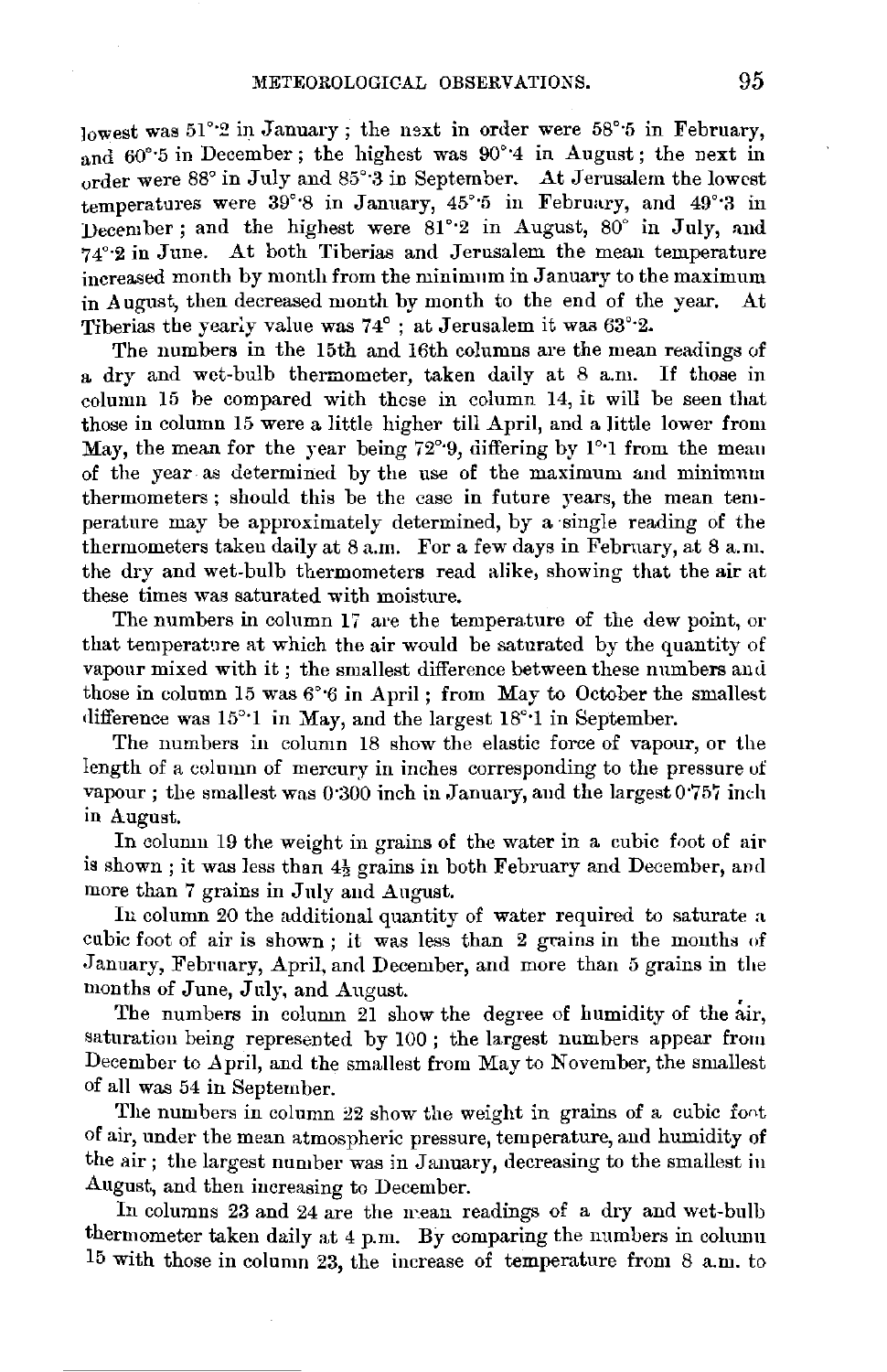lowest was 51°·2 in January; the next in order were 58°·5 in February, and 60°·5 in December; the highest was 90°·4 in August; the next in order were 88° in July and 85°·3 in September. At Jerusalem the lowest temperatures were 39°·8 in January, 45°·5 in February, and 49°·3 in December; and the highest were 81°·2 in August, 80° in July, and 74°·2 in June. At both Tiberias and Jerusalem the mean temperature increased month by month from the minimum in January to the maximum in August, then decreased month by month to the end of the year. At Tiberias the yearly value was 74°; at Jerusalem it was 63°·2.

The numbers in the 15th and 16th columns are the mean readings of a dry and wet-bulb thermometer, taken daily at 8 a.m. If those in column 15 be compared with those in column 14, it will be seen that those in column 15 were a little higher till April, and a little lower from May, the mean for the year being 72°·9, differing by 1°·1 from the mean of the year as determined by the use of the maximum and minimum thermometers; should this be the case in future years, the mean temperature may be approximately determined, by a single reading of the thermometers taken daily at 8 a.m. For a few days in February, at 8 a.m. the dry and wet-bulb thermometers read alike, showing that the air at these times was saturated with moisture.

The numbers in column 17 are the temperature of the dew point, or that temperature at which the air would be saturated by the quantity of vapour mixed with it; the smallest difference between these numbers and those in column 15 was 6°·6 in April; from May to October the smallest difference was 15°·1 in May, and the largest 18°·1 in September.

The numbers in column 18 show the elastic force of vapour, or the length of a column of mercury in inches corresponding to the pressure of vapour; the smallest was 0·300 inch in January, and the largest 0·757 inch in August.

In column 19 the weight in grains of the water in a cubic foot of air is shown; it was less than 4½ grains in both February and December, and more than 7 grains in July and August.

In column 20 the additional quantity of water required to saturate a cubic foot of air is shown; it was less than 2 grains in the months of January, February, April, and December, and more than 5 grains in the months of June, July, and August.

The numbers in column 21 show the degree of humidity of the air, saturation being represented by 100; the largest numbers appear from December to April, and the smallest from May to November, the smallest of all was 54 in September.

The numbers in column 22 show the weight in grains of a cubic foot of air, under the mean atmospheric pressure, temperature, and humidity of the air; the largest number was in January, decreasing to the smallest in August, and then increasing to December.

In columns 23 and 24 are the mean readings of a dry and wet-bulb thermometer taken daily at 4 p.m. By comparing the numbers in column 15 with those in column 23, the increase of temperature from 8 a.m. to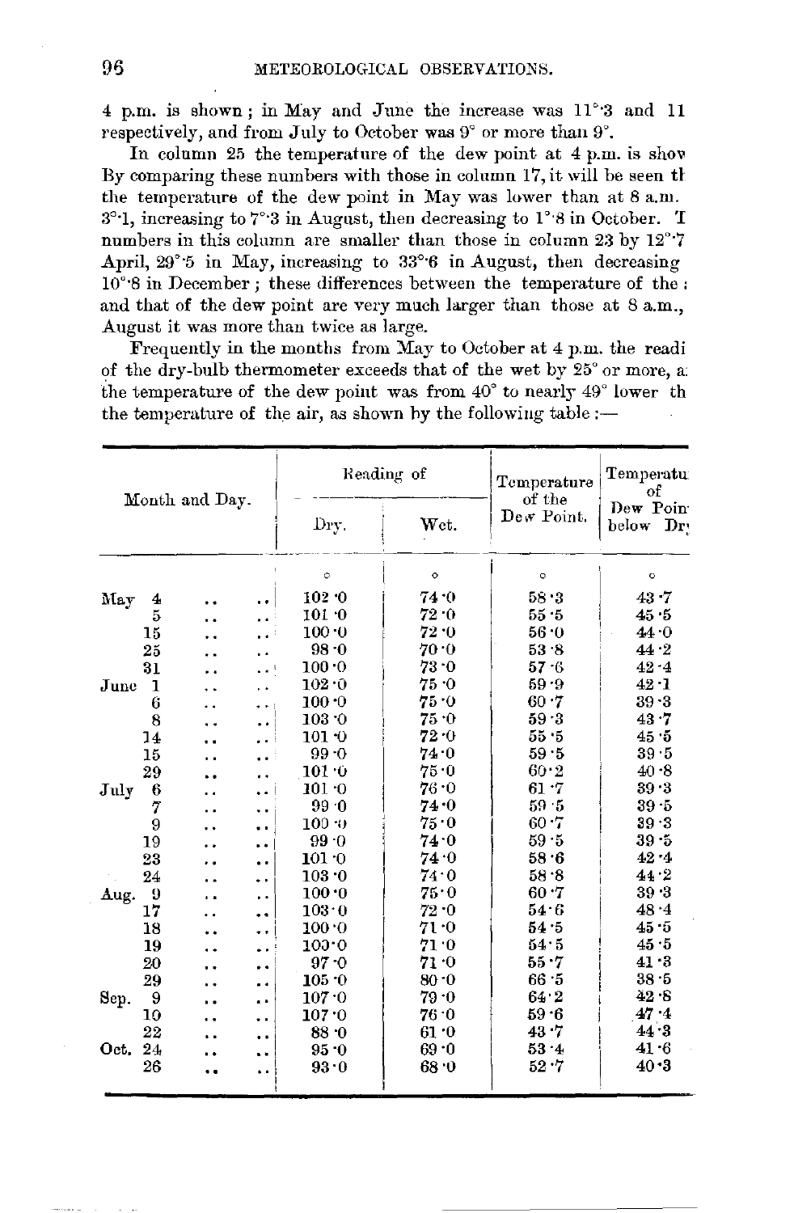4 p.m. is shown; in May and June the increase was 11°·3 and 11 respectively, and from July to October was 9° or more than 9°.

In column 25 the temperature of the dew point at 4 p.m. is show By comparing these numbers with those in column 17, it will be seen th the temperature of the dew point in May was lower than at 8 a.m. 3°·1, increasing to 7°·3 in August, then decreasing to 1°·8 in October. T numbers in this column are smaller than those in column 23 by 12°·7 April, 29°·5 in May, increasing to 33°·6 in August, then decreasing 10°·8 in December; these differences between the temperature of the and that of the dew point are very much larger than those at 8 a.m., August it was more than twice as large.

Frequently in the months from May to October at 4 p.m. the readi of the dry-bulb thermometer exceeds that of the wet by 25° or more, a the temperature of the dew point was from 40° to nearly 49° lower th the temperature of the air, as shown by the following table:—

| Month and Day. | | Reading of | | Temperature of the Dew Point. | Temperatu of Dew Poin below Dr |
|---|---|---|---|---|---|
| | | Dry. | Wet. | | |
| | | ° | ° | ° | ° |
| May | 4 | 102·0 | 74·0 | 58·3 | 43·7 |
| | 5 | 101·0 | 72·0 | 55·5 | 45·5 |
| | 15 | 100·0 | 72·0 | 56·0 | 44·0 |
| | 25 | 98·0 | 70·0 | 53·8 | 44·2 |
| | 31 | 100·0 | 73·0 | 57·6 | 42·4 |
| June | 1 | 102·0 | 75·0 | 59·9 | 42·1 |
| | 6 | 100·0 | 75·0 | 60·7 | 39·3 |
| | 8 | 103·0 | 75·0 | 59·3 | 43·7 |
| | 14 | 101·0 | 72·0 | 55·5 | 45·5 |
| | 15 | 99·0 | 74·0 | 59·5 | 39·5 |
| | 29 | 101·0 | 75·0 | 60·2 | 40·8 |
| July | 6 | 101·0 | 76·0 | 61·7 | 39·3 |
| | 7 | 99·0 | 74·0 | 59·5 | 39·5 |
| | 9 | 100·0 | 75·0 | 60·7 | 39·3 |
| | 19 | 99·0 | 74·0 | 59·5 | 39·5 |
| | 23 | 101·0 | 74·0 | 58·6 | 42·4 |
| | 24 | 103·0 | 74·0 | 58·8 | 44·2 |
| Aug. | 9 | 100·0 | 75·0 | 60·7 | 39·3 |
| | 17 | 103·0 | 72·0 | 54·6 | 48·4 |
| | 18 | 100·0 | 71·0 | 54·5 | 45·5 |
| | 19 | 100·0 | 71·0 | 54·5 | 45·5 |
| | 20 | 97·0 | 71·0 | 55·7 | 41·3 |
| | 29 | 105·0 | 80·0 | 66·5 | 38·5 |
| Sep. | 9 | 107·0 | 79·0 | 64·2 | 42·8 |
| | 10 | 107·0 | 76·0 | 59·6 | 47·4 |
| | 22 | 88·0 | 61·0 | 43·7 | 44·3 |
| Oct. | 24 | 95·0 | 69·0 | 53·4 | 41·6 |
| | 26 | 93·0 | 68·0 | 52·7 | 40·3 |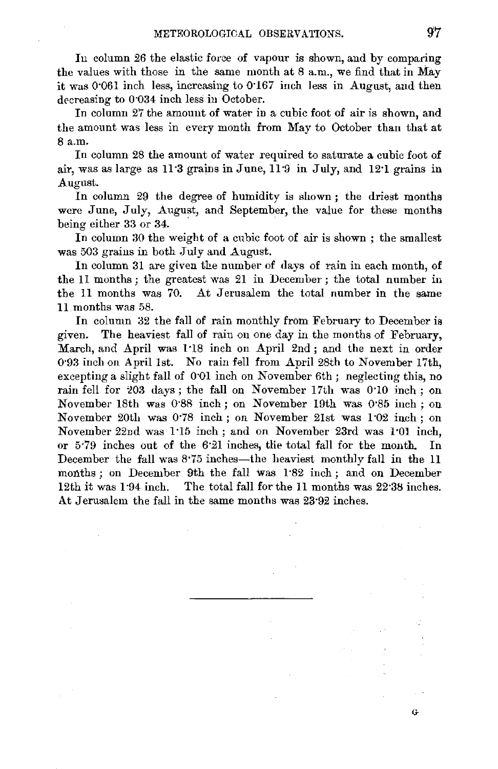In column 26 the elastic force of vapour is shown, and by comparing the values with those in the same month at 8 a.m., we find that in May it was 0·061 inch less, increasing to 0·167 inch less in August, and then decreasing to 0·034 inch less in October.

In column 27 the amount of water in a cubic foot of air is shown, and the amount was less in every month from May to October than that at 8 a.m.

In column 28 the amount of water required to saturate a cubic foot of air, was as large as 11·3 grains in June, 11·9 in July, and 12·1 grains in August.

In column 29 the degree of humidity is shown; the driest months were June, July, August, and September, the value for these months being either 33 or 34.

In column 30 the weight of a cubic foot of air is shown; the smallest was 503 grains in both July and August.

In column 31 are given the number of days of rain in each month, of the 11 months; the greatest was 21 in December; the total number in the 11 months was 70. At Jerusalem the total number in the same 11 months was 58.

In column 32 the fall of rain monthly from February to December is given. The heaviest fall of rain on one day in the months of February, March, and April was 1·18 inch on April 2nd; and the next in order 0·93 inch on April 1st. No rain fell from April 28th to November 17th, excepting a slight fall of 0·01 inch on November 6th; neglecting this, no rain fell for 203 days; the fall on November 17th was 0·10 inch; on November 18th was 0·88 inch; on November 19th was 0·85 inch; on November 20th was 0·78 inch; on November 21st was 1·02 inch; on November 22nd was 1·15 inch; and on November 23rd was 1·01 inch, or 5·79 inches out of the 6·21 inches, the total fall for the month. In December the fall was 8·75 inches—the heaviest monthly fall in the 11 months; on December 9th the fall was 1·82 inch; and on December 12th it was 1·94 inch. The total fall for the 11 months was 22·38 inches. At Jerusalem the fall in the same months was 23·92 inches.

---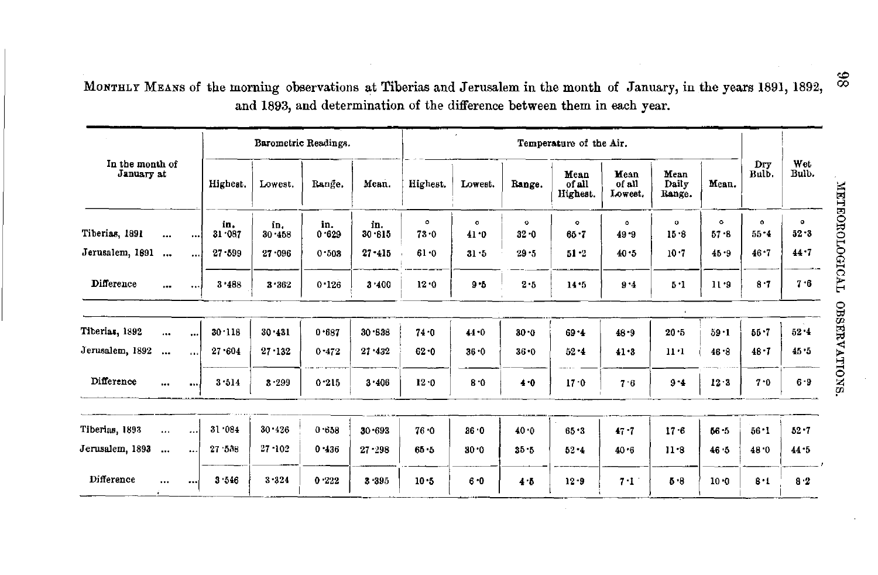MONTHLY MEANS of the morning observations at Tiberias and Jerusalem in the month of January, in the years 1891, 1892, and 1893, and determination of the difference between them in each year.

| In the month of January at | Barometric Readings. | | | | Temperature of the Air. | | | | | | | Dry Bulb. | Wet Bulb. |
|---|---|---|---|---|---|---|---|---|---|---|---|---|---|
| | Highest. | Lowest. | Range. | Mean. | Highest. | Lowest. | Range. | Mean of all Highest. | Mean of all Lowest. | Mean Daily Range. | Mean. | | |
| | in. | in. | in. | in. | ° | ° | ° | ° | ° | ° | ° | ° | ° |
| Tiberias, 1891 ... ... | 31·087 | 30·458 | 0·629 | 30·815 | 73·0 | 41·0 | 32·0 | 65·7 | 49·9 | 15·8 | 57·8 | 55·4 | 52·3 |
| Jerusalem, 1891 ... ... | 27·599 | 27·096 | 0·503 | 27·415 | 61·0 | 31·5 | 29·5 | 51·2 | 40·5 | 10·7 | 45·9 | 46·7 | 44·7 |
| Difference ... ... | 3·488 | 3·362 | 0·126 | 3·400 | 12·0 | 9·5 | 2·5 | 14·5 | 9·4 | 5·1 | 11·9 | 8·7 | 7·6 |
| Tiberias, 1892 ... ... | 30·118 | 30·431 | 0·687 | 30·838 | 74·0 | 44·0 | 30·0 | 69·4 | 48·9 | 20·5 | 59·1 | 55·7 | 52·4 |
| Jerusalem, 1892 ... ... | 27·604 | 27·132 | 0·472 | 27·432 | 62·0 | 36·0 | 36·0 | 52·4 | 41·3 | 11·1 | 46·8 | 48·7 | 45·5 |
| Difference ... ... | 3·514 | 3·299 | 0·215 | 3·406 | 12·0 | 8·0 | 4·0 | 17·0 | 7·6 | 9·4 | 12·3 | 7·0 | 6·9 |
| Tiberias, 1893 ... ... | 31·084 | 30·426 | 0·658 | 30·693 | 76·0 | 36·0 | 40·0 | 65·3 | 47·7 | 17·6 | 56·5 | 56·1 | 52·7 |
| Jerusalem, 1893 ... ... | 27·538 | 27·102 | 0·436 | 27·298 | 65·5 | 30·0 | 35·5 | 52·4 | 40·6 | 11·8 | 46·5 | 48·0 | 44·5 |
| Difference ... ... | 3·546 | 3·324 | 0·222 | 3·395 | 10·5 | 6·0 | 4·5 | 12·9 | 7·1 | 5·8 | 10·0 | 8·1 | 8·2 |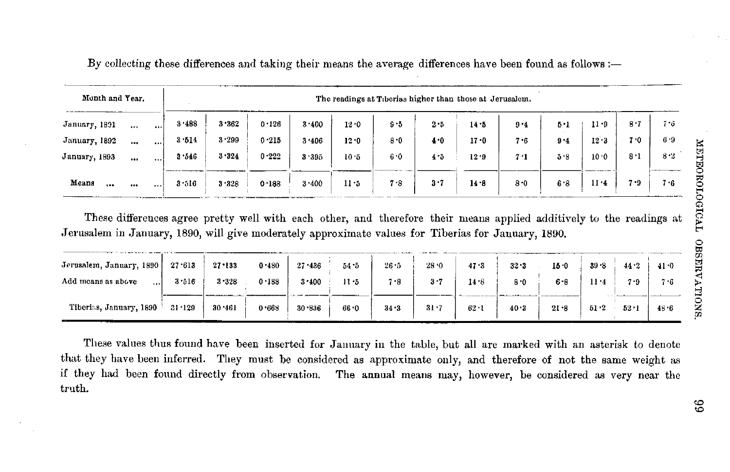By collecting these differences and taking their means the average differences have been found as follows :—

| Month and Year. | The readings at Tiberias higher than those at Jerusalem. | | | | | | | | | | | | |
|---|---|---|---|---|---|---|---|---|---|---|---|---|---|
| January, 1891 ... ... | 3·488 | 3·362 | 0·126 | 3·400 | 12·0 | 6·5 | 2·5 | 14·5 | 9·4 | 5·1 | 11·9 | 8·7 | 7·6 |
| January, 1892 ... ... | 3·514 | 3·299 | 0·215 | 3·406 | 12·0 | 8·0 | 4·0 | 17·0 | 7·6 | 9·4 | 12·3 | 7·0 | 6·9 |
| January, 1893 ... ... | 3·546 | 3·324 | 0·222 | 3·395 | 10·5 | 6·0 | 4·5 | 12·9 | 7·1 | 5·8 | 10·0 | 8·1 | 8·2 |
| Means ... ... ... | 3·516 | 3·328 | 0·188 | 3·400 | 11·5 | 7·8 | 3·7 | 14·8 | 8·0 | 6·8 | 11·4 | 7·9 | 7·6 |

These differences agree pretty well with each other, and therefore their means applied additively to the readings at Jerusalem in January, 1890, will give moderately approximate values for Tiberias for January, 1890.

| | | | | | | | | | | | | | |
|---|---|---|---|---|---|---|---|---|---|---|---|---|---|
| Jerusalem, January, 1890 | 27·613 | 27·133 | 0·480 | 27·436 | 54·5 | 26·5 | 28·0 | 47·3 | 32·3 | 15·0 | 39·8 | 44·2 | 41·0 |
| Add means as above ... | 3·516 | 3·328 | 0·188 | 3·400 | 11·5 | 7·8 | 3·7 | 14·8 | 8·0 | 6·8 | 11·4 | 7·9 | 7·6 |
| Tiberias, January, 1890 | 31·129 | 30·461 | 0·668 | 30·836 | 66·0 | 34·3 | 31·7 | 62·1 | 40·3 | 21·8 | 51·2 | 52·1 | 48·6 |

These values thus found have been inserted for January in the table, but all are marked with an asterisk to denote that they have been inferred. They must be considered as approximate only, and therefore of not the same weight as if they had been found directly from observation. The annual means may, however, be considered as very near the truth.